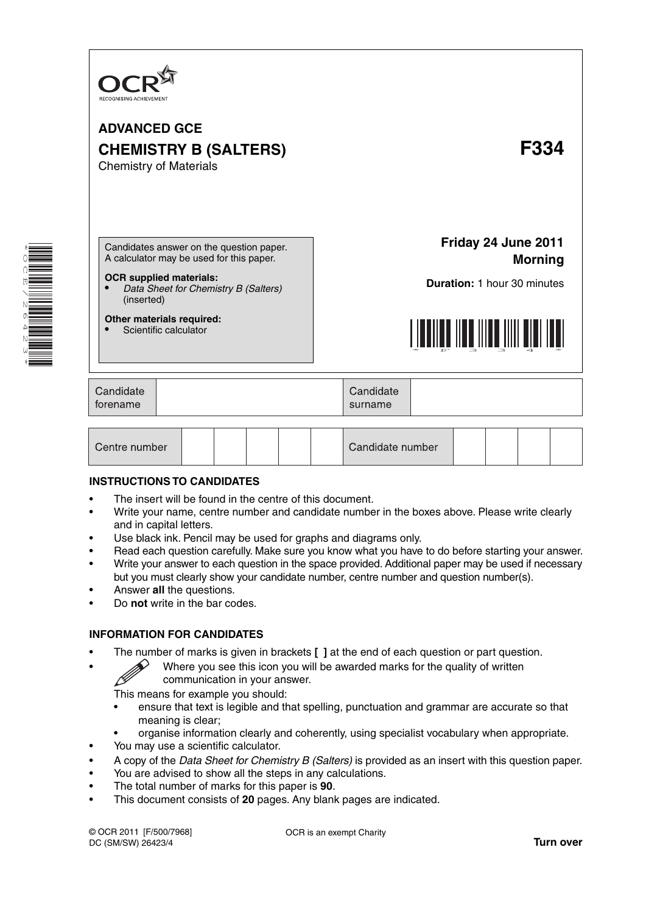OCR
RECOGNISING ACHIEVEMENT

# ADVANCED GCE

# CHEMISTRY B (SALTERS) — F334

Chemistry of Materials

Candidates answer on the question paper.
A calculator may be used for this paper.

**OCR supplied materials:**

- *Data Sheet for Chemistry B (Salters)* (inserted)

**Other materials required:**

- Scientific calculator

**Friday 24 June 2011**
**Morning**

**Duration:** 1 hour 30 minutes

| Candidate forename | | Candidate surname | |
|---|---|---|---|

| Centre number | | | | | | Candidate number | | | | |
|---|---|---|---|---|---|---|---|---|---|---|

## INSTRUCTIONS TO CANDIDATES

- The insert will be found in the centre of this document.
- Write your name, centre number and candidate number in the boxes above. Please write clearly and in capital letters.
- Use black ink. Pencil may be used for graphs and diagrams only.
- Read each question carefully. Make sure you know what you have to do before starting your answer.
- Write your answer to each question in the space provided. Additional paper may be used if necessary but you must clearly show your candidate number, centre number and question number(s).
- Answer **all** the questions.
- Do **not** write in the bar codes.

## INFORMATION FOR CANDIDATES

- The number of marks is given in brackets **[ ]** at the end of each question or part question.
- Where you see this icon you will be awarded marks for the quality of written communication in your answer.
  This means for example you should:
  - ensure that text is legible and that spelling, punctuation and grammar are accurate so that meaning is clear;
  - organise information clearly and coherently, using specialist vocabulary when appropriate.
- You may use a scientific calculator.
- A copy of the *Data Sheet for Chemistry B (Salters)* is provided as an insert with this question paper.
- You are advised to show all the steps in any calculations.
- The total number of marks for this paper is **90**.
- This document consists of **20** pages. Any blank pages are indicated.

© OCR 2011 [F/500/7968]
DC (SM/SW) 26423/4

OCR is an exempt Charity

**Turn over**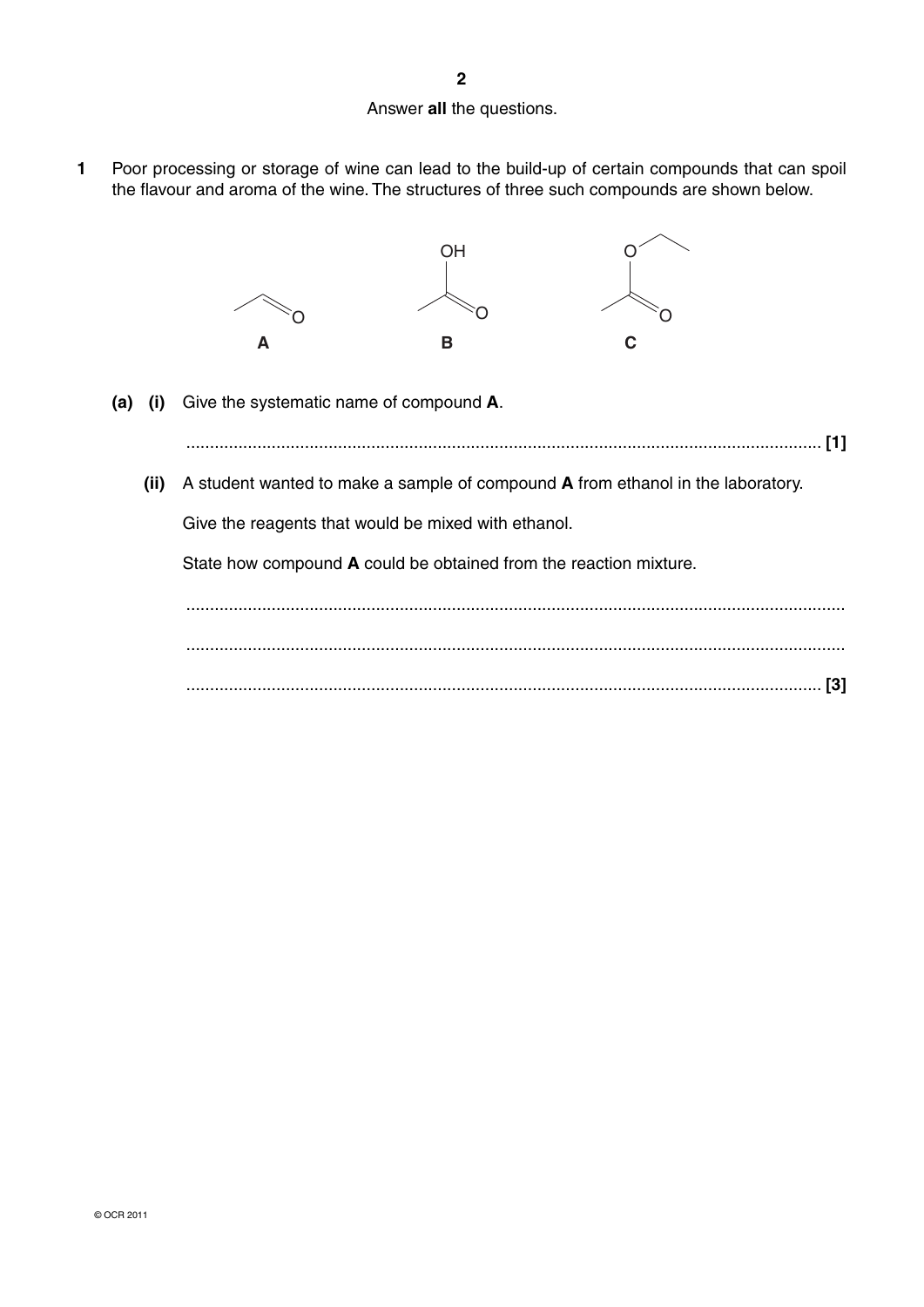Answer **all** the questions.

**1** Poor processing or storage of wine can lead to the build-up of certain compounds that can spoil the flavour and aroma of the wine. The structures of three such compounds are shown below.

**A** **B** **C**

**(a) (i)** Give the systematic name of compound **A**.

...................................................................................................................................... **[1]**

**(ii)** A student wanted to make a sample of compound **A** from ethanol in the laboratory.

Give the reagents that would be mixed with ethanol.

State how compound **A** could be obtained from the reaction mixture.

..........................................................................................................................................

..........................................................................................................................................

...................................................................................................................................... **[3]**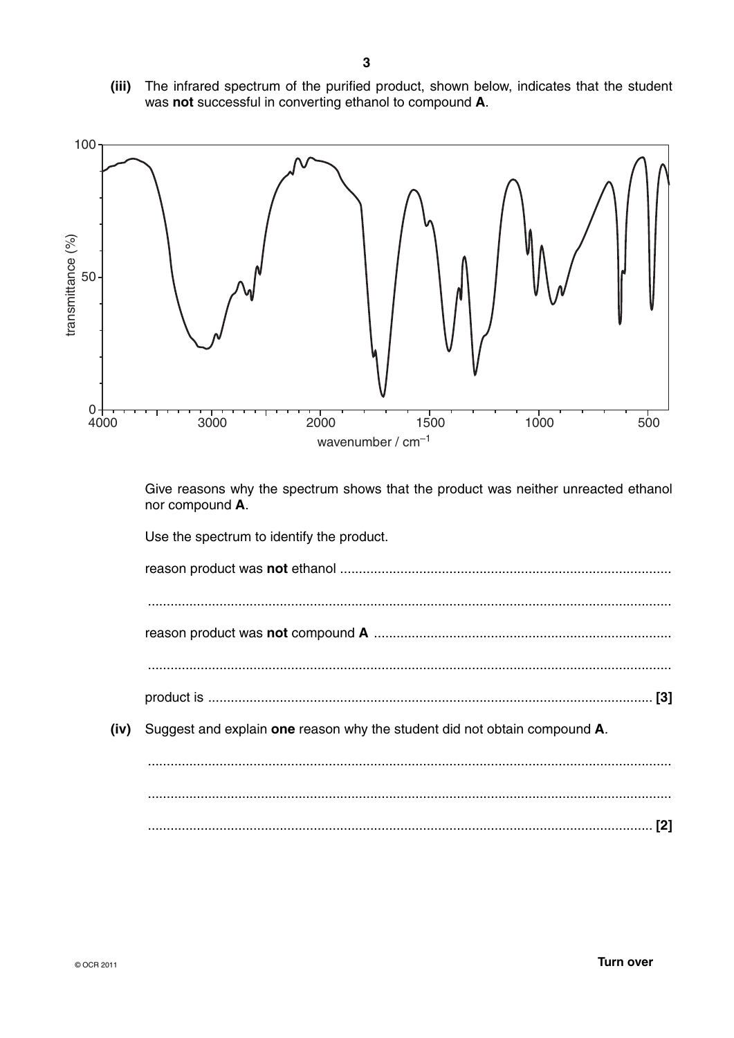**(iii)** The infrared spectrum of the purified product, shown below, indicates that the student was **not** successful in converting ethanol to compound **A**.

Give reasons why the spectrum shows that the product was neither unreacted ethanol nor compound **A**.

Use the spectrum to identify the product.

reason product was **not** ethanol ..........................................................................................

..........................................................................................................................................

reason product was **not** compound **A** ..................................................................................

..........................................................................................................................................

product is .......................................................................................................................... **[3]**

**(iv)** Suggest and explain **one** reason why the student did not obtain compound **A**.

..........................................................................................................................................

..........................................................................................................................................

.......................................................................................................................................... **[2]**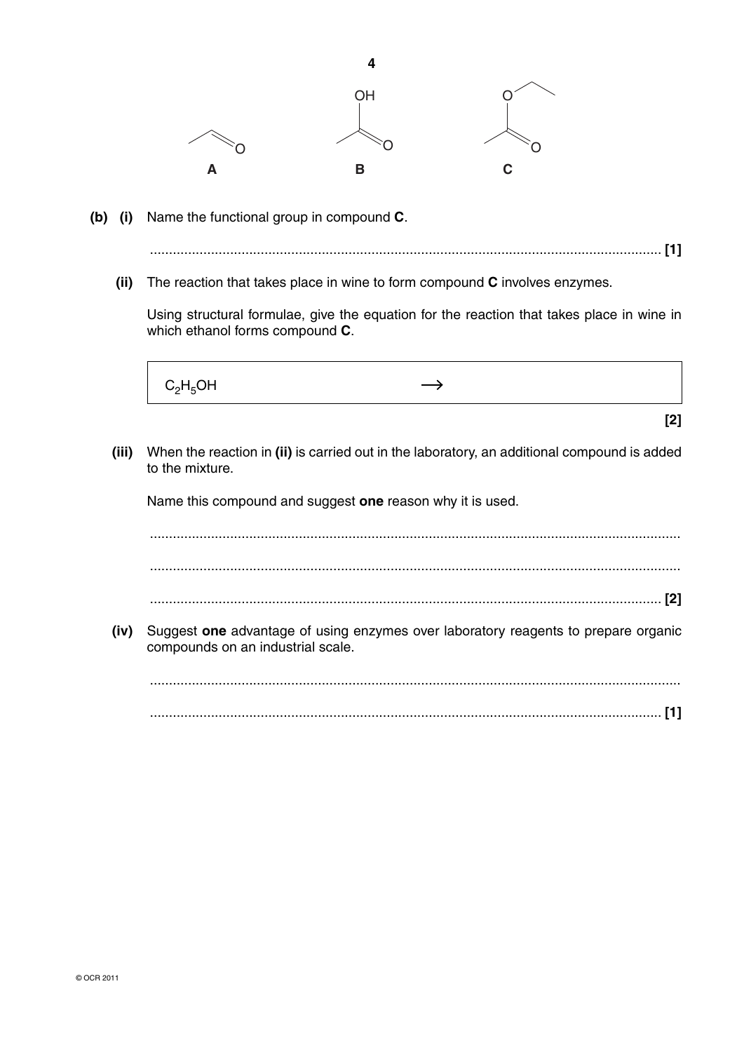A B C

**(b) (i)** Name the functional group in compound **C**.

........................................................................................................................................ **[1]**

**(ii)** The reaction that takes place in wine to form compound **C** involves enzymes.

Using structural formulae, give the equation for the reaction that takes place in wine in which ethanol forms compound **C**.

| $C_2H_5OH$ $\longrightarrow$ |
|---|

**[2]**

**(iii)** When the reaction in **(ii)** is carried out in the laboratory, an additional compound is added to the mixture.

Name this compound and suggest **one** reason why it is used.

........................................................................................................................................

........................................................................................................................................

........................................................................................................................................ **[2]**

**(iv)** Suggest **one** advantage of using enzymes over laboratory reagents to prepare organic compounds on an industrial scale.

........................................................................................................................................

........................................................................................................................................ **[1]**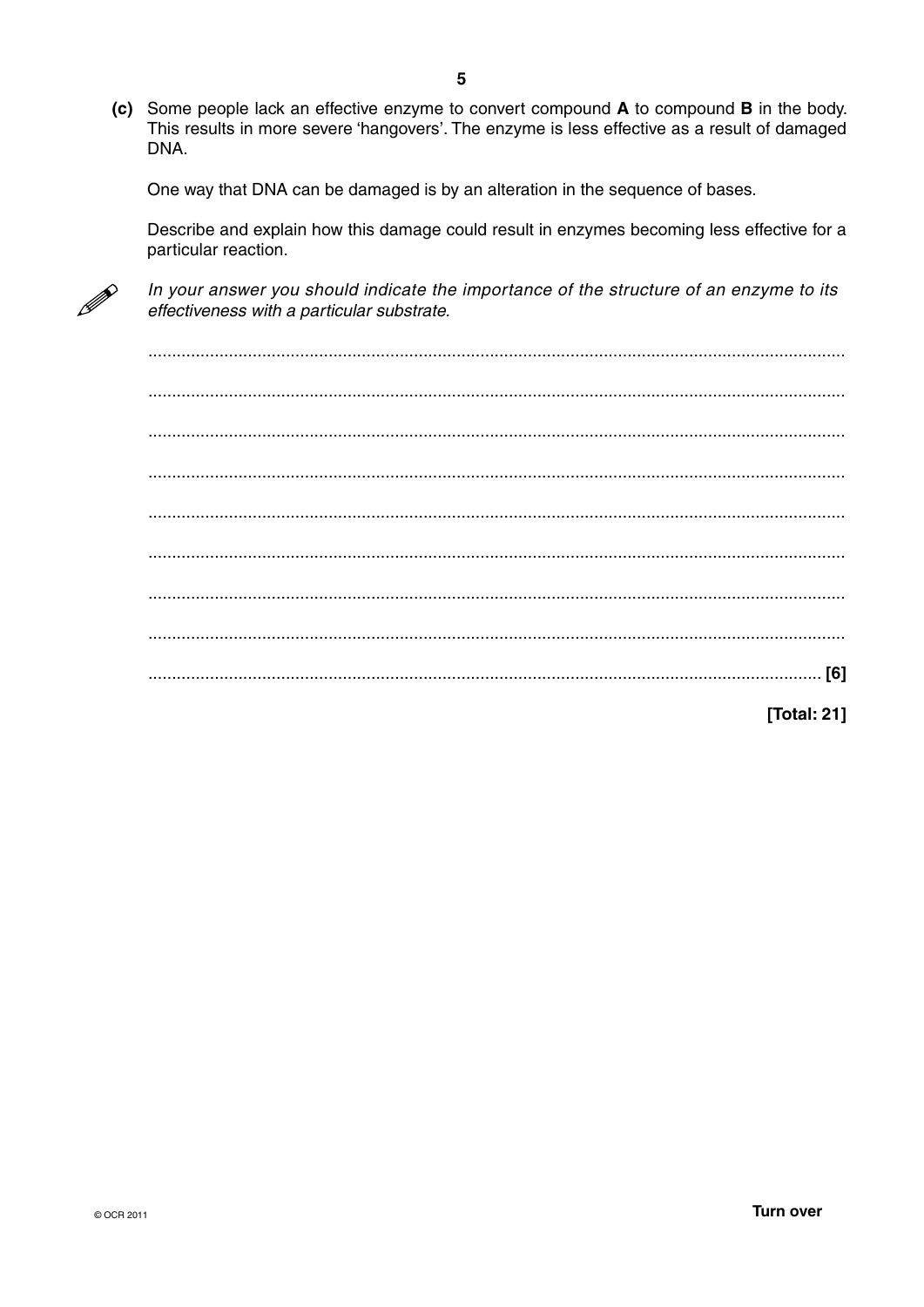**(c)** Some people lack an effective enzyme to convert compound **A** to compound **B** in the body. This results in more severe 'hangovers'. The enzyme is less effective as a result of damaged DNA.

One way that DNA can be damaged is by an alteration in the sequence of bases.

Describe and explain how this damage could result in enzymes becoming less effective for a particular reaction.

*In your answer you should indicate the importance of the structure of an enzyme to its effectiveness with a particular substrate.*

..........................................................................................................................................

..........................................................................................................................................

..........................................................................................................................................

..........................................................................................................................................

..........................................................................................................................................

..........................................................................................................................................

..........................................................................................................................................

..........................................................................................................................................

.................................................................................................................................... [6]

**[Total: 21]**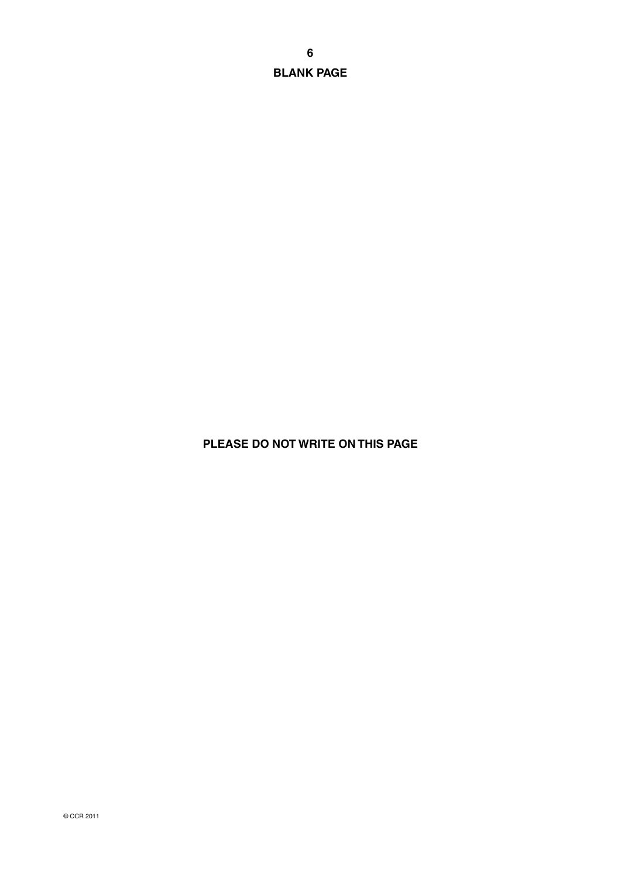**BLANK PAGE**

**PLEASE DO NOT WRITE ON THIS PAGE**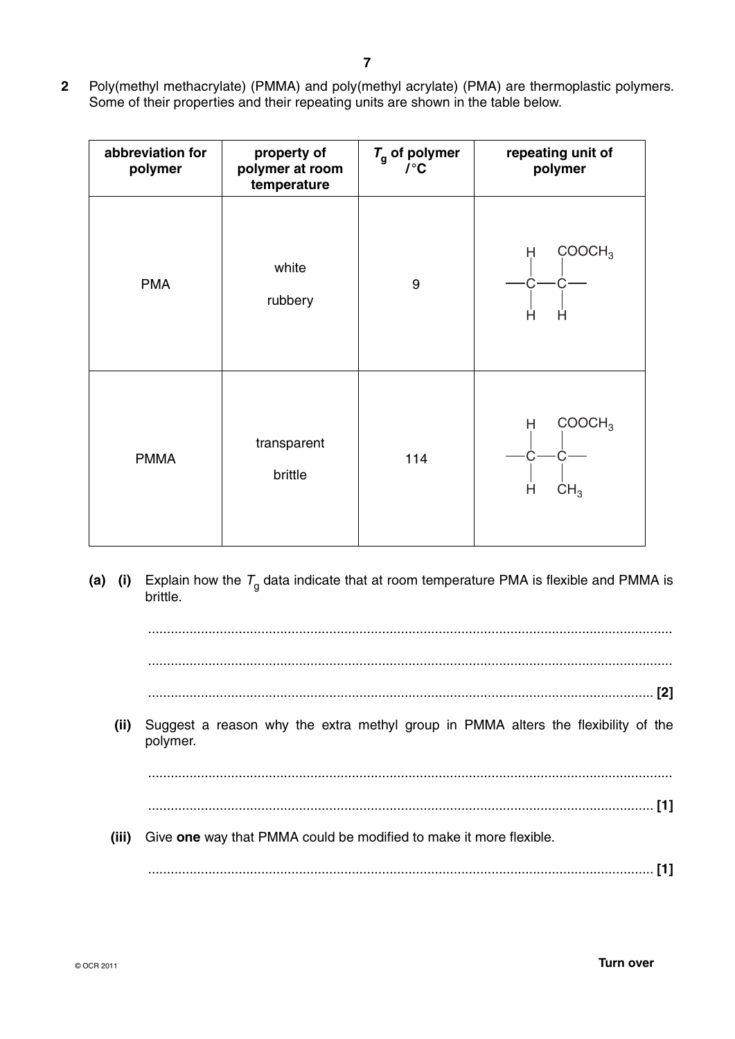**2** Poly(methyl methacrylate) (PMMA) and poly(methyl acrylate) (PMA) are thermoplastic polymers. Some of their properties and their repeating units are shown in the table below.

| abbreviation for polymer | property of polymer at room temperature | $T_g$ of polymer / °C | repeating unit of polymer |
|---|---|---|---|
| PMA | white rubbery | 9 | $-CH_2-CH(COOCH_3)-$ |
| PMMA | transparent brittle | 114 | $-CH_2-C(CH_3)(COOCH_3)-$ |

**(a) (i)** Explain how the $T_g$ data indicate that at room temperature PMA is flexible and PMMA is brittle.

.......................................................................................................................................

.......................................................................................................................................

....................................................................................................................................... **[2]**

**(ii)** Suggest a reason why the extra methyl group in PMMA alters the flexibility of the polymer.

.......................................................................................................................................

....................................................................................................................................... **[1]**

**(iii)** Give **one** way that PMMA could be modified to make it more flexible.

....................................................................................................................................... **[1]**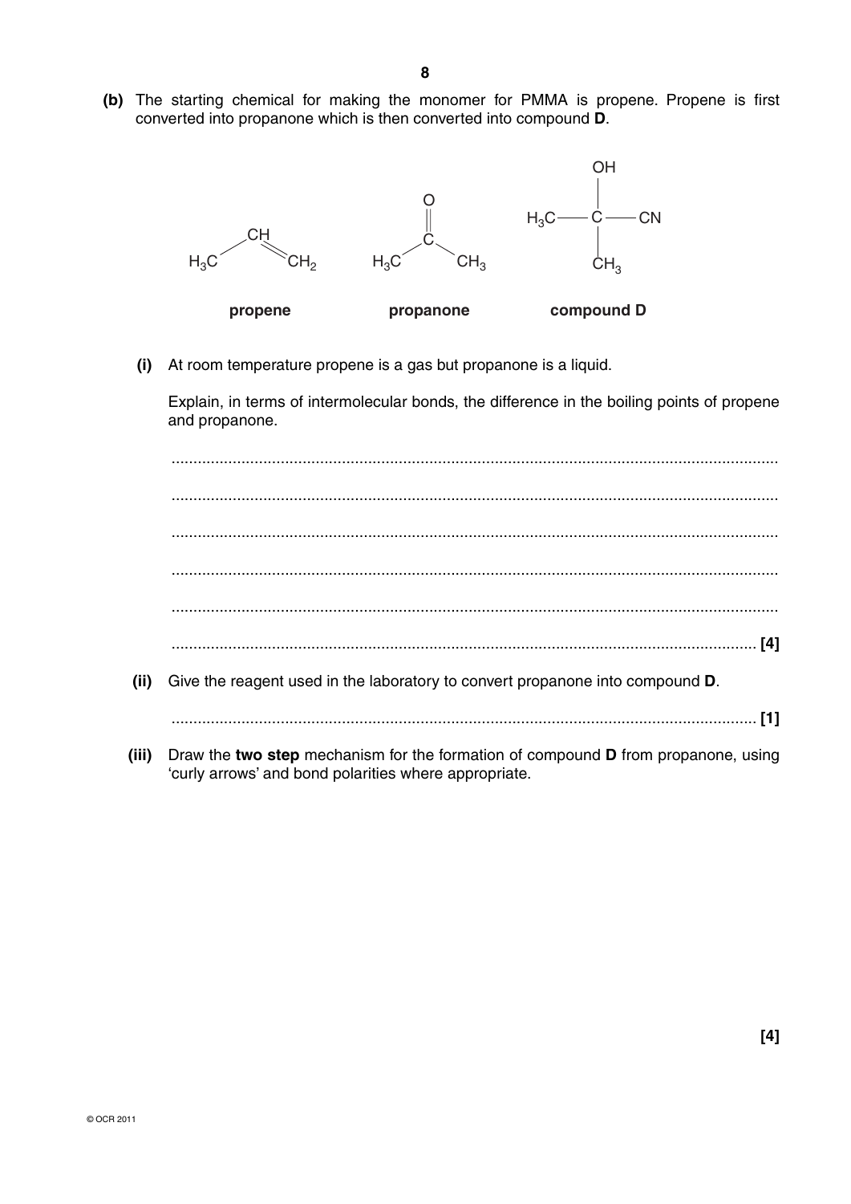**(b)** The starting chemical for making the monomer for PMMA is propene. Propene is first converted into propanone which is then converted into compound **D**.

| propene | propanone | compound D |
|---|---|---|
| $H_3C{-}CH{=}CH_2$ | $H_3C{-}C(=O){-}CH_3$ | $H_3C{-}C(OH)(CH_3){-}CN$ |

**(i)** At room temperature propene is a gas but propanone is a liquid.

Explain, in terms of intermolecular bonds, the difference in the boiling points of propene and propanone.

..........................................................................................................................................

..........................................................................................................................................

..........................................................................................................................................

..........................................................................................................................................

..........................................................................................................................................

.................................................................................................................................... **[4]**

**(ii)** Give the reagent used in the laboratory to convert propanone into compound **D**.

.................................................................................................................................... **[1]**

**(iii)** Draw the **two step** mechanism for the formation of compound **D** from propanone, using 'curly arrows' and bond polarities where appropriate.

**[4]**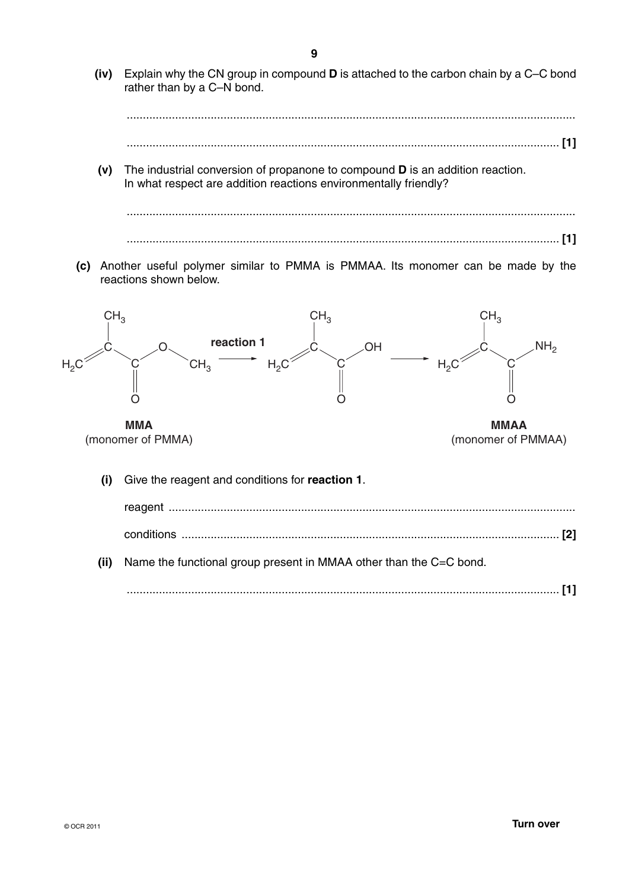**(iv)** Explain why the CN group in compound **D** is attached to the carbon chain by a C–C bond rather than by a C–N bond.

..........................................................................................................................................

.................................................................................................................................... **[1]**

**(v)** The industrial conversion of propanone to compound **D** is an addition reaction. In what respect are addition reactions environmentally friendly?

..........................................................................................................................................

.................................................................................................................................... **[1]**

**(c)** Another useful polymer similar to PMMA is PMMAA. Its monomer can be made by the reactions shown below.

$$H_2C{=}C(CH_3){-}C({=}O){-}O{-}CH_3 \xrightarrow{\textbf{reaction 1}} H_2C{=}C(CH_3){-}C({=}O){-}OH \longrightarrow H_2C{=}C(CH_3){-}C({=}O){-}NH_2$$

**MMA** (monomer of PMMA) → **MMAA** (monomer of PMMAA)

**(i)** Give the reagent and conditions for **reaction 1**.

reagent ..................................................................................................................................

conditions .................................................................................................................... **[2]**

**(ii)** Name the functional group present in MMAA other than the C=C bond.

.................................................................................................................................... **[1]**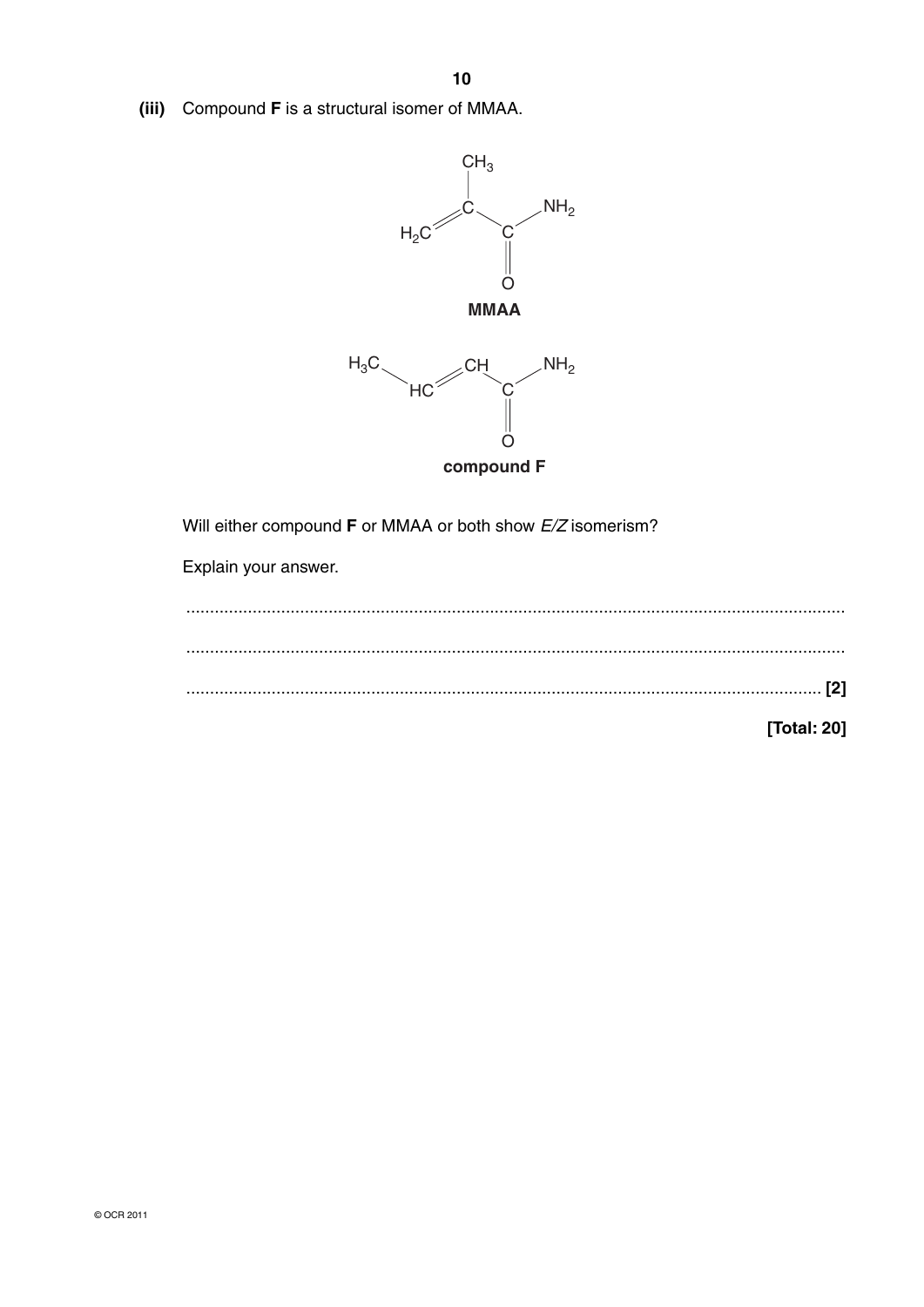**(iii)** Compound **F** is a structural isomer of MMAA.

$$H_2C{=}C(CH_3){-}C({=}O){-}NH_2$$

**MMAA**

$$H_3C{-}HC{=}CH{-}C({=}O){-}NH_2$$

**compound F**

Will either compound **F** or MMAA or both show *E/Z* isomerism?

Explain your answer.

.......................................................................................................................................

.......................................................................................................................................

................................................................................................................................... **[2]**

**[Total: 20]**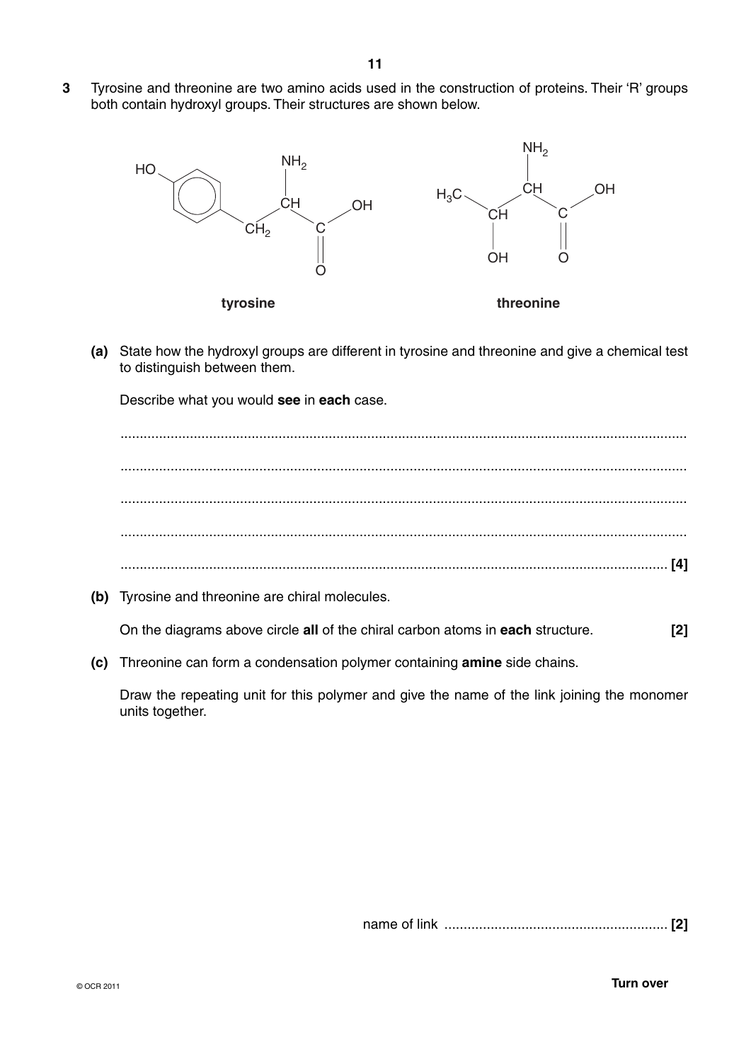**3** Tyrosine and threonine are two amino acids used in the construction of proteins. Their 'R' groups both contain hydroxyl groups. Their structures are shown below.

**tyrosine**

**threonine**

**(a)** State how the hydroxyl groups are different in tyrosine and threonine and give a chemical test to distinguish between them.

Describe what you would **see** in **each** case.

..................................................................................................................................................

..................................................................................................................................................

..................................................................................................................................................

..................................................................................................................................................

.............................................................................................................................................. **[4]**

**(b)** Tyrosine and threonine are chiral molecules.

On the diagrams above circle **all** of the chiral carbon atoms in **each** structure. **[2]**

**(c)** Threonine can form a condensation polymer containing **amine** side chains.

Draw the repeating unit for this polymer and give the name of the link joining the monomer units together.

name of link ........................................................... **[2]**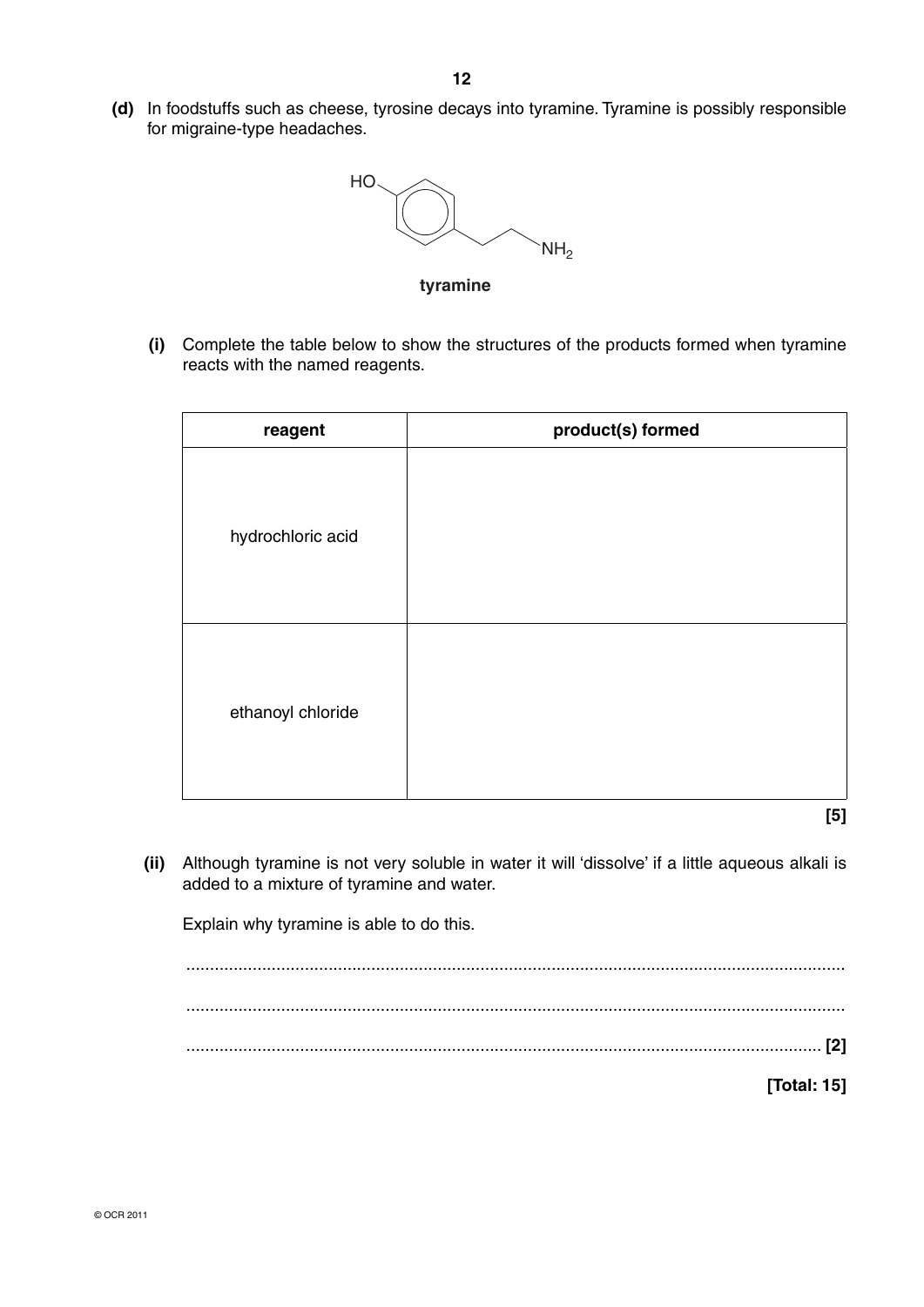**(d)** In foodstuffs such as cheese, tyrosine decays into tyramine. Tyramine is possibly responsible for migraine-type headaches.

**tyramine**

**(i)** Complete the table below to show the structures of the products formed when tyramine reacts with the named reagents.

| reagent | product(s) formed |
|---|---|
| hydrochloric acid | |
| ethanoyl chloride | |

**[5]**

**(ii)** Although tyramine is not very soluble in water it will 'dissolve' if a little aqueous alkali is added to a mixture of tyramine and water.

Explain why tyramine is able to do this.

..........................................................................................................................................

..........................................................................................................................................

.................................................................................................................................... **[2]**

**[Total: 15]**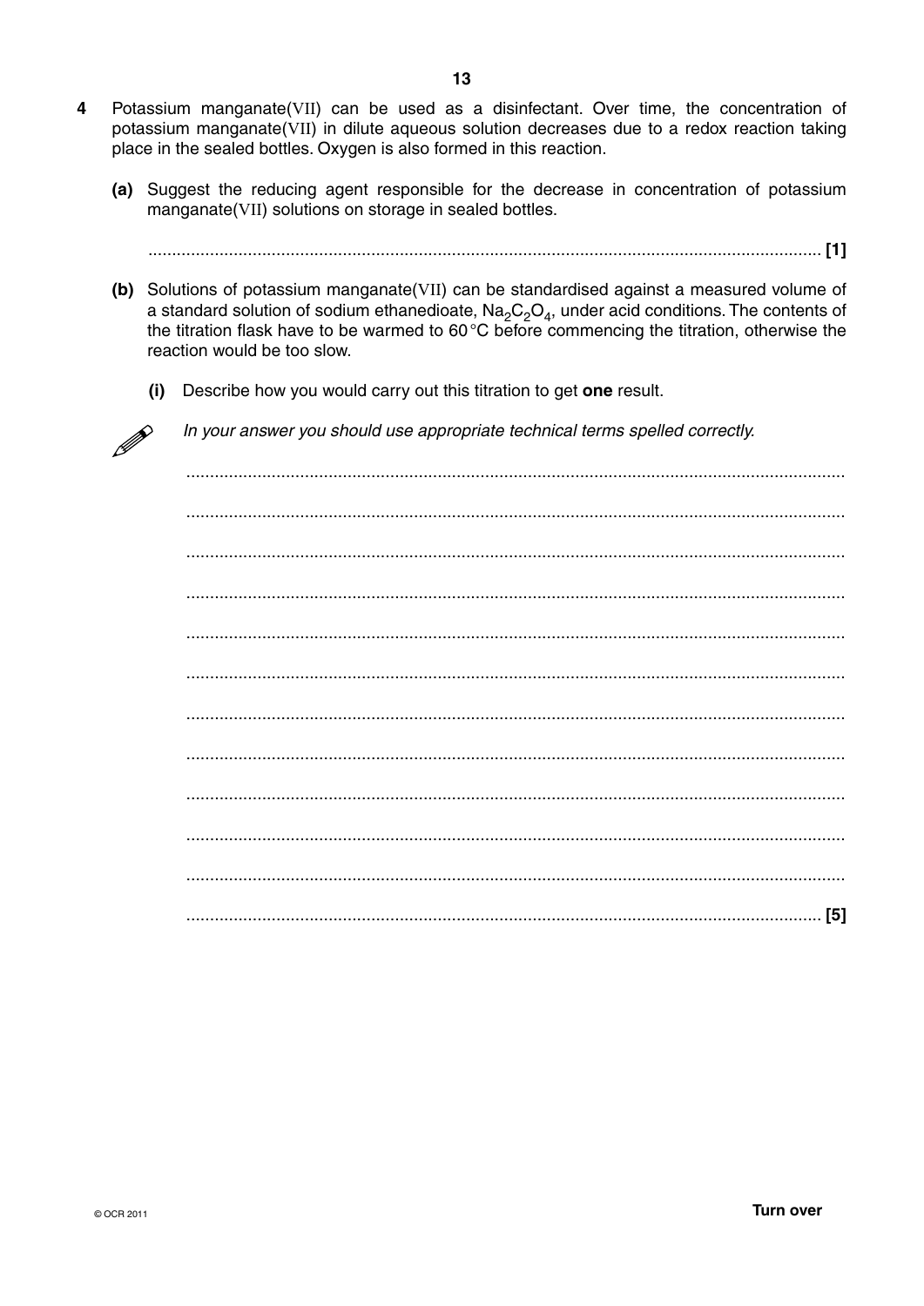**4** Potassium manganate(VII) can be used as a disinfectant. Over time, the concentration of potassium manganate(VII) in dilute aqueous solution decreases due to a redox reaction taking place in the sealed bottles. Oxygen is also formed in this reaction.

**(a)** Suggest the reducing agent responsible for the decrease in concentration of potassium manganate(VII) solutions on storage in sealed bottles.

.............................................................................................................................................. **[1]**

**(b)** Solutions of potassium manganate(VII) can be standardised against a measured volume of a standard solution of sodium ethanedioate, $Na_2C_2O_4$, under acid conditions. The contents of the titration flask have to be warmed to 60 °C before commencing the titration, otherwise the reaction would be too slow.

**(i)** Describe how you would carry out this titration to get **one** result.

*In your answer you should use appropriate technical terms spelled correctly.*

..............................................................................................................................................

..............................................................................................................................................

..............................................................................................................................................

..............................................................................................................................................

..............................................................................................................................................

..............................................................................................................................................

..............................................................................................................................................

..............................................................................................................................................

..............................................................................................................................................

..............................................................................................................................................

..............................................................................................................................................

.............................................................................................................................................. **[5]**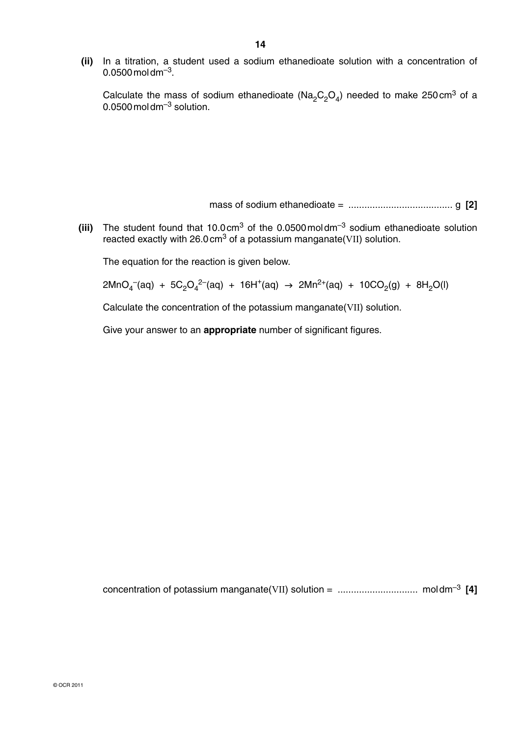**(ii)** In a titration, a student used a sodium ethanedioate solution with a concentration of $0.0500\,mol\,dm^{-3}$.

Calculate the mass of sodium ethanedioate ($Na_2C_2O_4$) needed to make $250\,cm^3$ of a $0.0500\,mol\,dm^{-3}$ solution.

mass of sodium ethanedioate = ...................................... g **[2]**

**(iii)** The student found that $10.0\,cm^3$ of the $0.0500\,mol\,dm^{-3}$ sodium ethanedioate solution reacted exactly with $26.0\,cm^3$ of a potassium manganate(VII) solution.

The equation for the reaction is given below.

$$2MnO_4^-(aq) + 5C_2O_4^{2-}(aq) + 16H^+(aq) \rightarrow 2Mn^{2+}(aq) + 10CO_2(g) + 8H_2O(l)$$

Calculate the concentration of the potassium manganate(VII) solution.

Give your answer to an **appropriate** number of significant figures.

concentration of potassium manganate(VII) solution = .............................. $mol\,dm^{-3}$ **[4]**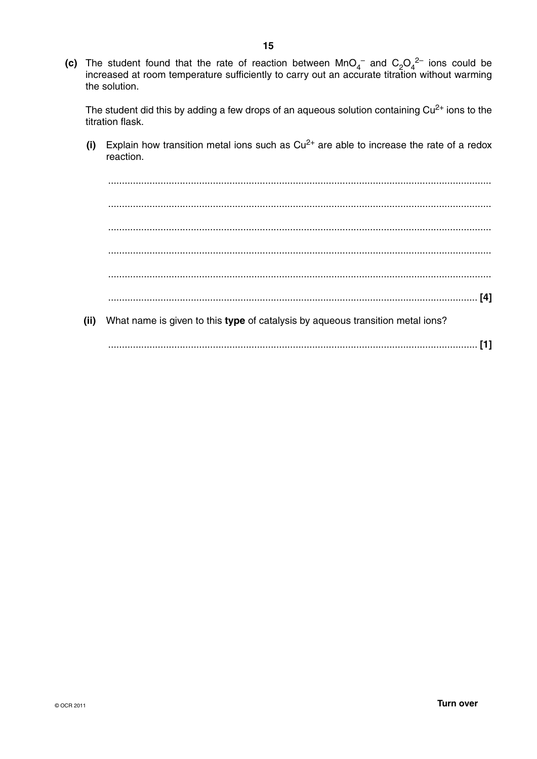**(c)** The student found that the rate of reaction between $MnO_4^-$ and $C_2O_4^{2-}$ ions could be increased at room temperature sufficiently to carry out an accurate titration without warming the solution.

The student did this by adding a few drops of an aqueous solution containing $Cu^{2+}$ ions to the titration flask.

**(i)** Explain how transition metal ions such as $Cu^{2+}$ are able to increase the rate of a redox reaction.

...........................................................................................................................................

...........................................................................................................................................

...........................................................................................................................................

...........................................................................................................................................

...........................................................................................................................................

...................................................................................................................................... **[4]**

**(ii)** What name is given to this **type** of catalysis by aqueous transition metal ions?

...................................................................................................................................... **[1]**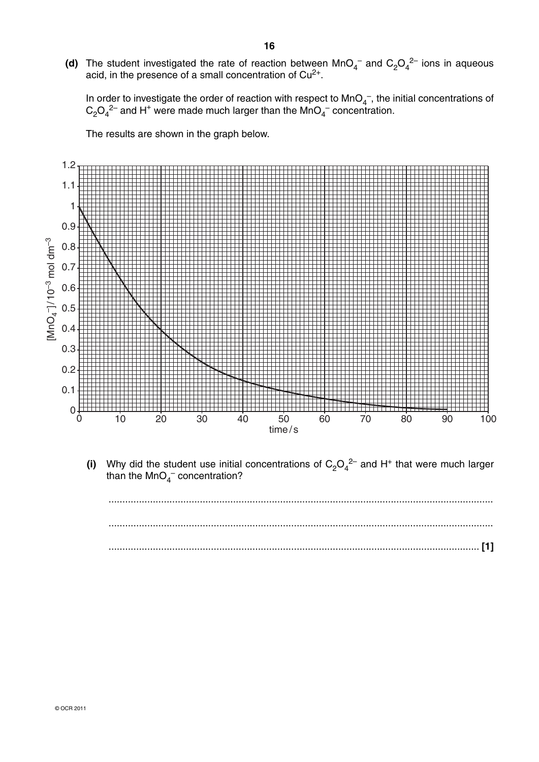**(d)** The student investigated the rate of reaction between $MnO_4^-$ and $C_2O_4^{2-}$ ions in aqueous acid, in the presence of a small concentration of $Cu^{2+}$.

In order to investigate the order of reaction with respect to $MnO_4^-$, the initial concentrations of $C_2O_4^{2-}$ and $H^+$ were made much larger than the $MnO_4^-$ concentration.

The results are shown in the graph below.

**(i)** Why did the student use initial concentrations of $C_2O_4^{2-}$ and $H^+$ that were much larger than the $MnO_4^-$ concentration?

..........................................................................................................................................

..........................................................................................................................................

.................................................................................................................................... **[1]**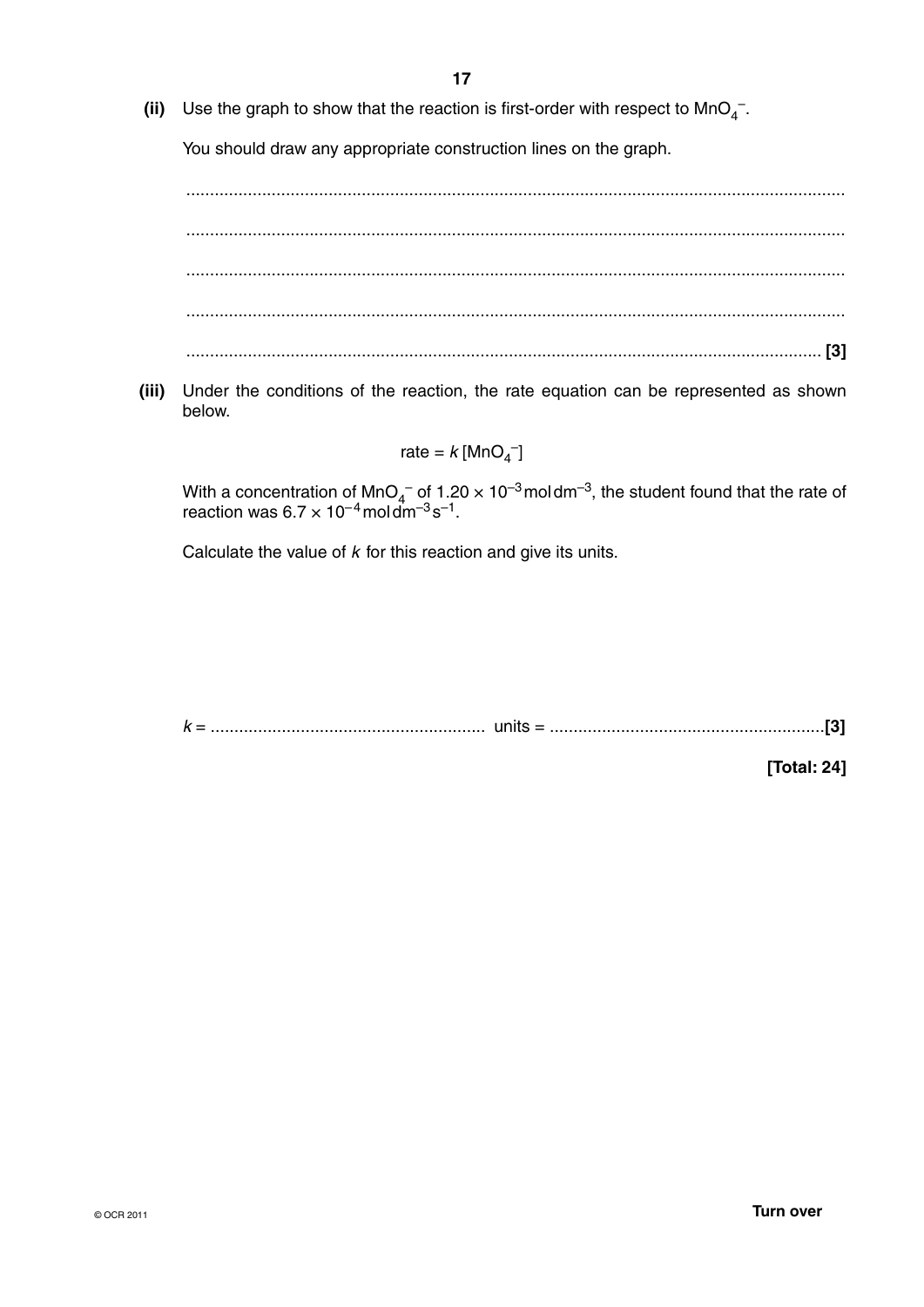**(ii)** Use the graph to show that the reaction is first-order with respect to $MnO_4^-$.

You should draw any appropriate construction lines on the graph.

..........................................................................................................................................

..........................................................................................................................................

..........................................................................................................................................

..........................................................................................................................................

.................................................................................................................................... **[3]**

**(iii)** Under the conditions of the reaction, the rate equation can be represented as shown below.

$$\text{rate} = k\,[MnO_4^-]$$

With a concentration of $MnO_4^-$ of $1.20 \times 10^{-3}\,\text{mol dm}^{-3}$, the student found that the rate of reaction was $6.7 \times 10^{-4}\,\text{mol dm}^{-3}\,\text{s}^{-1}$.

Calculate the value of $k$ for this reaction and give its units.

$k$ = .......................................................... units = ..........................................................**[3]**

**[Total: 24]**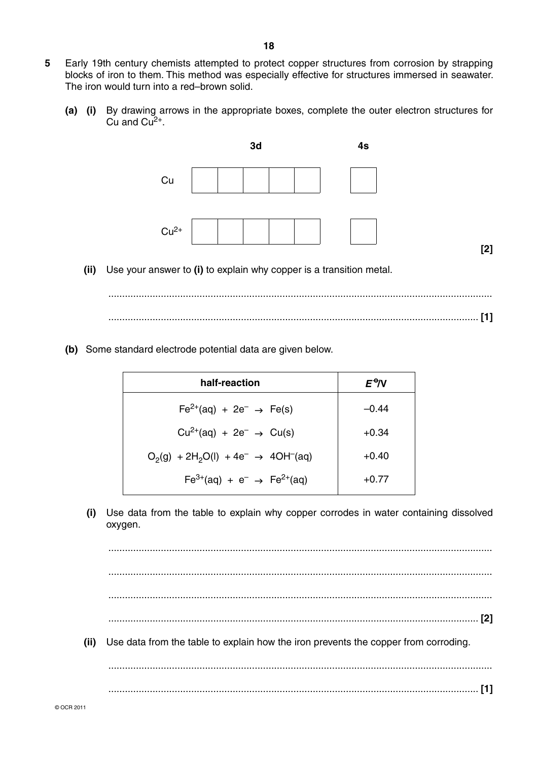**5** Early 19th century chemists attempted to protect copper structures from corrosion by strapping blocks of iron to them. This method was especially effective for structures immersed in seawater. The iron would turn into a red–brown solid.

**(a) (i)** By drawing arrows in the appropriate boxes, complete the outer electron structures for Cu and $Cu^{2+}$.

| | 3d | | | | | | 4s |
|---|---|---|---|---|---|---|---|
| Cu | | | | | | | |
| $Cu^{2+}$ | | | | | | | |

**[2]**

**(ii)** Use your answer to **(i)** to explain why copper is a transition metal.

.......................................................................................................................................

....................................................................................................................................... **[1]**

**(b)** Some standard electrode potential data are given below.

| half-reaction | $E^{\ominus}$/V |
|---|---|
| $Fe^{2+}(aq) + 2e^- \rightarrow Fe(s)$ | –0.44 |
| $Cu^{2+}(aq) + 2e^- \rightarrow Cu(s)$ | +0.34 |
| $O_2(g) + 2H_2O(l) + 4e^- \rightarrow 4OH^-(aq)$ | +0.40 |
| $Fe^{3+}(aq) + e^- \rightarrow Fe^{2+}(aq)$ | +0.77 |

**(i)** Use data from the table to explain why copper corrodes in water containing dissolved oxygen.

.......................................................................................................................................

.......................................................................................................................................

.......................................................................................................................................

....................................................................................................................................... **[2]**

**(ii)** Use data from the table to explain how the iron prevents the copper from corroding.

.......................................................................................................................................

....................................................................................................................................... **[1]**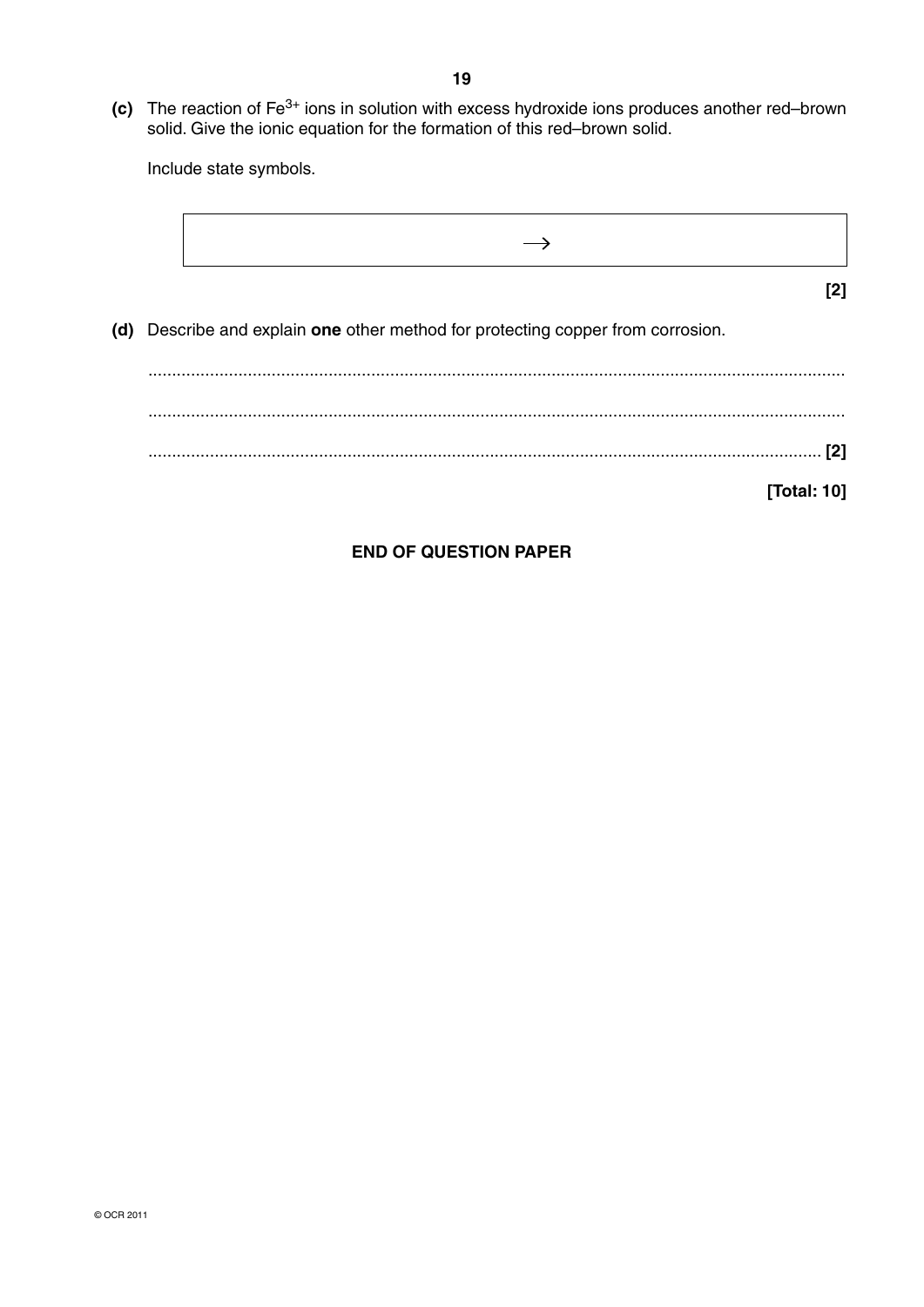**(c)** The reaction of $Fe^{3+}$ ions in solution with excess hydroxide ions produces another red–brown solid. Give the ionic equation for the formation of this red–brown solid.

Include state symbols.

| $\longrightarrow$ |
|---|

**[2]**

**(d)** Describe and explain **one** other method for protecting copper from corrosion.

..........................................................................................................................................

..........................................................................................................................................

.................................................................................................................................... **[2]**

**[Total: 10]**

**END OF QUESTION PAPER**

© OCR 2011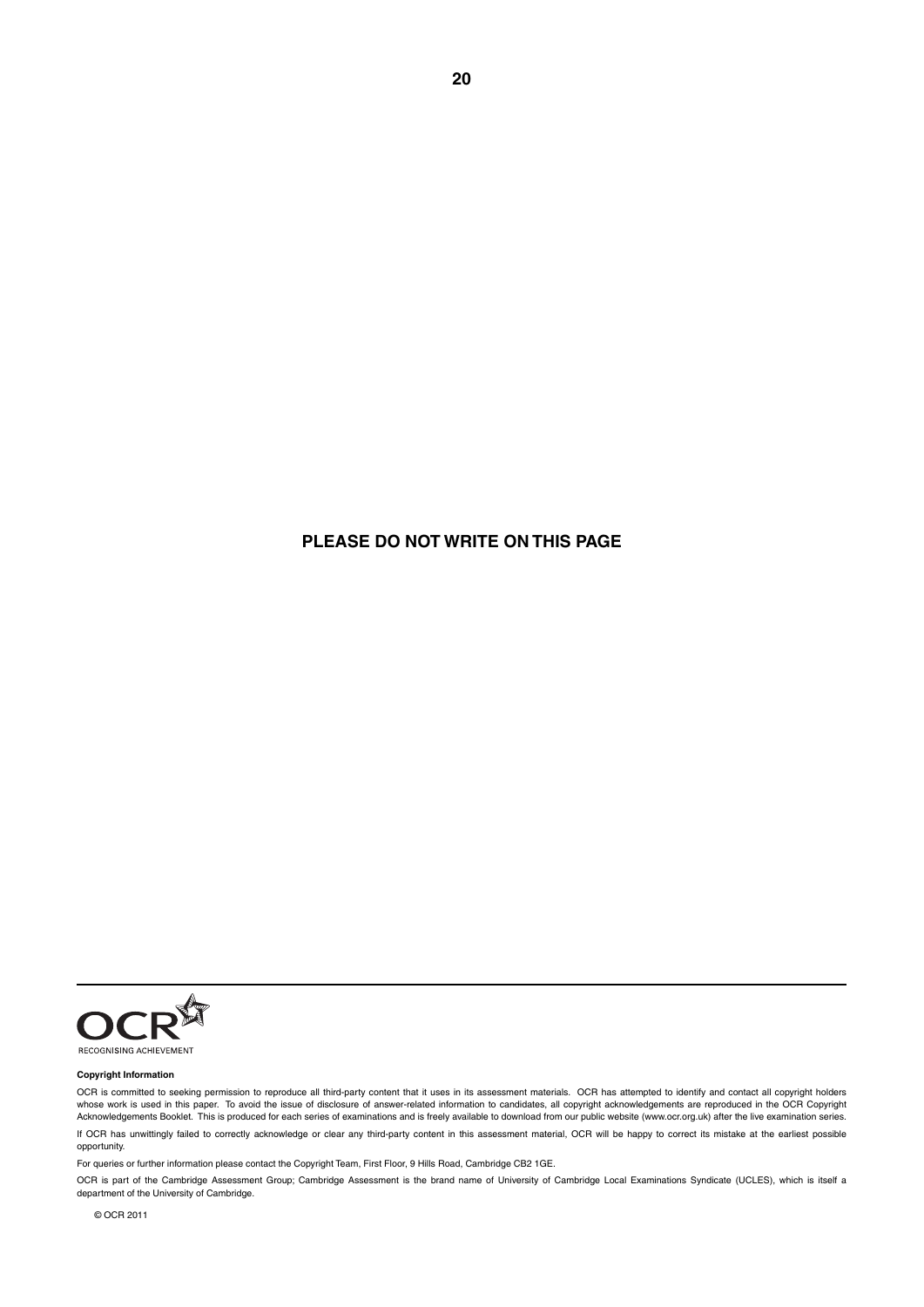**PLEASE DO NOT WRITE ON THIS PAGE**

OCR
RECOGNISING ACHIEVEMENT

**Copyright Information**

OCR is committed to seeking permission to reproduce all third-party content that it uses in its assessment materials. OCR has attempted to identify and contact all copyright holders whose work is used in this paper. To avoid the issue of disclosure of answer-related information to candidates, all copyright acknowledgements are reproduced in the OCR Copyright Acknowledgements Booklet. This is produced for each series of examinations and is freely available to download from our public website (www.ocr.org.uk) after the live examination series.

If OCR has unwittingly failed to correctly acknowledge or clear any third-party content in this assessment material, OCR will be happy to correct its mistake at the earliest possible opportunity.

For queries or further information please contact the Copyright Team, First Floor, 9 Hills Road, Cambridge CB2 1GE.

OCR is part of the Cambridge Assessment Group; Cambridge Assessment is the brand name of University of Cambridge Local Examinations Syndicate (UCLES), which is itself a department of the University of Cambridge.

© OCR 2011